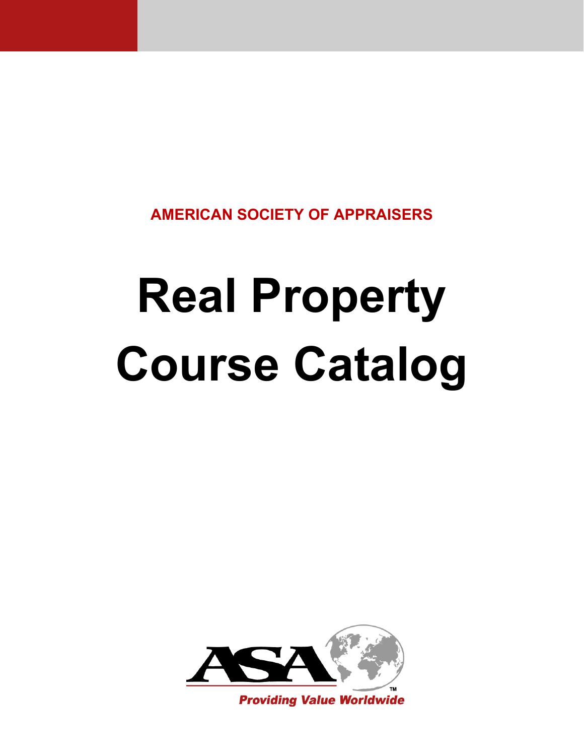AMERICAN SOCIETY OF APPRAISERS

# Real Property Course Catalog

ASA™

*Providing Value Worldwide*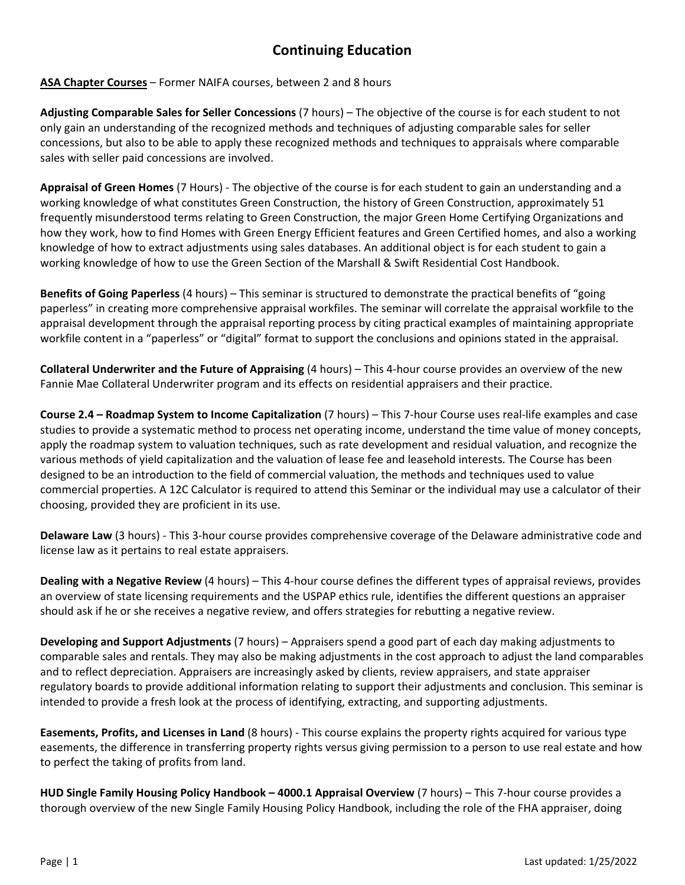# Continuing Education

**ASA Chapter Courses** – Former NAIFA courses, between 2 and 8 hours

**Adjusting Comparable Sales for Seller Concessions** (7 hours) – The objective of the course is for each student to not only gain an understanding of the recognized methods and techniques of adjusting comparable sales for seller concessions, but also to be able to apply these recognized methods and techniques to appraisals where comparable sales with seller paid concessions are involved.

**Appraisal of Green Homes** (7 Hours) - The objective of the course is for each student to gain an understanding and a working knowledge of what constitutes Green Construction, the history of Green Construction, approximately 51 frequently misunderstood terms relating to Green Construction, the major Green Home Certifying Organizations and how they work, how to find Homes with Green Energy Efficient features and Green Certified homes, and also a working knowledge of how to extract adjustments using sales databases. An additional object is for each student to gain a working knowledge of how to use the Green Section of the Marshall & Swift Residential Cost Handbook.

**Benefits of Going Paperless** (4 hours) – This seminar is structured to demonstrate the practical benefits of "going paperless" in creating more comprehensive appraisal workfiles. The seminar will correlate the appraisal workfile to the appraisal development through the appraisal reporting process by citing practical examples of maintaining appropriate workfile content in a "paperless" or "digital" format to support the conclusions and opinions stated in the appraisal.

**Collateral Underwriter and the Future of Appraising** (4 hours) – This 4-hour course provides an overview of the new Fannie Mae Collateral Underwriter program and its effects on residential appraisers and their practice.

**Course 2.4 – Roadmap System to Income Capitalization** (7 hours) – This 7-hour Course uses real-life examples and case studies to provide a systematic method to process net operating income, understand the time value of money concepts, apply the roadmap system to valuation techniques, such as rate development and residual valuation, and recognize the various methods of yield capitalization and the valuation of lease fee and leasehold interests. The Course has been designed to be an introduction to the field of commercial valuation, the methods and techniques used to value commercial properties. A 12C Calculator is required to attend this Seminar or the individual may use a calculator of their choosing, provided they are proficient in its use.

**Delaware Law** (3 hours) - This 3-hour course provides comprehensive coverage of the Delaware administrative code and license law as it pertains to real estate appraisers.

**Dealing with a Negative Review** (4 hours) – This 4-hour course defines the different types of appraisal reviews, provides an overview of state licensing requirements and the USPAP ethics rule, identifies the different questions an appraiser should ask if he or she receives a negative review, and offers strategies for rebutting a negative review.

**Developing and Support Adjustments** (7 hours) – Appraisers spend a good part of each day making adjustments to comparable sales and rentals. They may also be making adjustments in the cost approach to adjust the land comparables and to reflect depreciation. Appraisers are increasingly asked by clients, review appraisers, and state appraiser regulatory boards to provide additional information relating to support their adjustments and conclusion. This seminar is intended to provide a fresh look at the process of identifying, extracting, and supporting adjustments.

**Easements, Profits, and Licenses in Land** (8 hours) - This course explains the property rights acquired for various type easements, the difference in transferring property rights versus giving permission to a person to use real estate and how to perfect the taking of profits from land.

**HUD Single Family Housing Policy Handbook – 4000.1 Appraisal Overview** (7 hours) – This 7-hour course provides a thorough overview of the new Single Family Housing Policy Handbook, including the role of the FHA appraiser, doing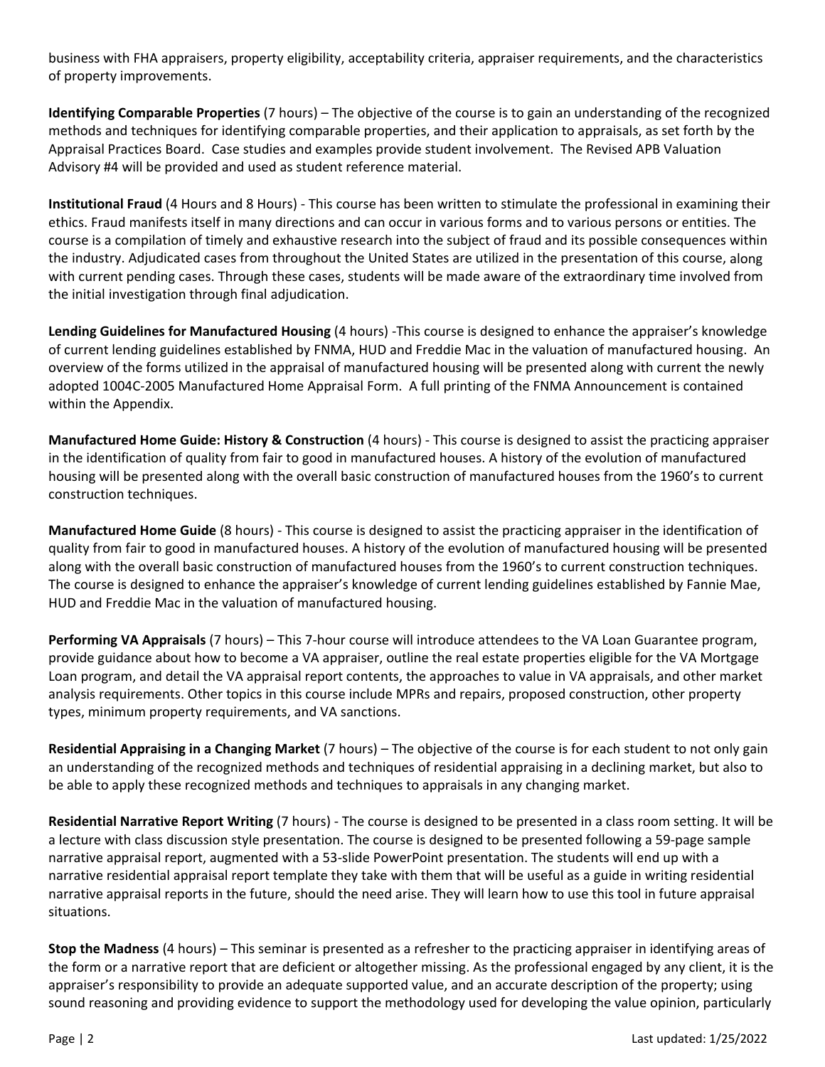business with FHA appraisers, property eligibility, acceptability criteria, appraiser requirements, and the characteristics of property improvements.

**Identifying Comparable Properties** (7 hours) – The objective of the course is to gain an understanding of the recognized methods and techniques for identifying comparable properties, and their application to appraisals, as set forth by the Appraisal Practices Board. Case studies and examples provide student involvement. The Revised APB Valuation Advisory #4 will be provided and used as student reference material.

**Institutional Fraud** (4 Hours and 8 Hours) - This course has been written to stimulate the professional in examining their ethics. Fraud manifests itself in many directions and can occur in various forms and to various persons or entities. The course is a compilation of timely and exhaustive research into the subject of fraud and its possible consequences within the industry. Adjudicated cases from throughout the United States are utilized in the presentation of this course, along with current pending cases. Through these cases, students will be made aware of the extraordinary time involved from the initial investigation through final adjudication.

**Lending Guidelines for Manufactured Housing** (4 hours) -This course is designed to enhance the appraiser's knowledge of current lending guidelines established by FNMA, HUD and Freddie Mac in the valuation of manufactured housing. An overview of the forms utilized in the appraisal of manufactured housing will be presented along with current the newly adopted 1004C-2005 Manufactured Home Appraisal Form. A full printing of the FNMA Announcement is contained within the Appendix.

**Manufactured Home Guide: History & Construction** (4 hours) - This course is designed to assist the practicing appraiser in the identification of quality from fair to good in manufactured houses. A history of the evolution of manufactured housing will be presented along with the overall basic construction of manufactured houses from the 1960's to current construction techniques.

**Manufactured Home Guide** (8 hours) - This course is designed to assist the practicing appraiser in the identification of quality from fair to good in manufactured houses. A history of the evolution of manufactured housing will be presented along with the overall basic construction of manufactured houses from the 1960's to current construction techniques. The course is designed to enhance the appraiser's knowledge of current lending guidelines established by Fannie Mae, HUD and Freddie Mac in the valuation of manufactured housing.

**Performing VA Appraisals** (7 hours) – This 7-hour course will introduce attendees to the VA Loan Guarantee program, provide guidance about how to become a VA appraiser, outline the real estate properties eligible for the VA Mortgage Loan program, and detail the VA appraisal report contents, the approaches to value in VA appraisals, and other market analysis requirements. Other topics in this course include MPRs and repairs, proposed construction, other property types, minimum property requirements, and VA sanctions.

**Residential Appraising in a Changing Market** (7 hours) – The objective of the course is for each student to not only gain an understanding of the recognized methods and techniques of residential appraising in a declining market, but also to be able to apply these recognized methods and techniques to appraisals in any changing market.

**Residential Narrative Report Writing** (7 hours) - The course is designed to be presented in a class room setting. It will be a lecture with class discussion style presentation. The course is designed to be presented following a 59-page sample narrative appraisal report, augmented with a 53-slide PowerPoint presentation. The students will end up with a narrative residential appraisal report template they take with them that will be useful as a guide in writing residential narrative appraisal reports in the future, should the need arise. They will learn how to use this tool in future appraisal situations.

**Stop the Madness** (4 hours) – This seminar is presented as a refresher to the practicing appraiser in identifying areas of the form or a narrative report that are deficient or altogether missing. As the professional engaged by any client, it is the appraiser's responsibility to provide an adequate supported value, and an accurate description of the property; using sound reasoning and providing evidence to support the methodology used for developing the value opinion, particularly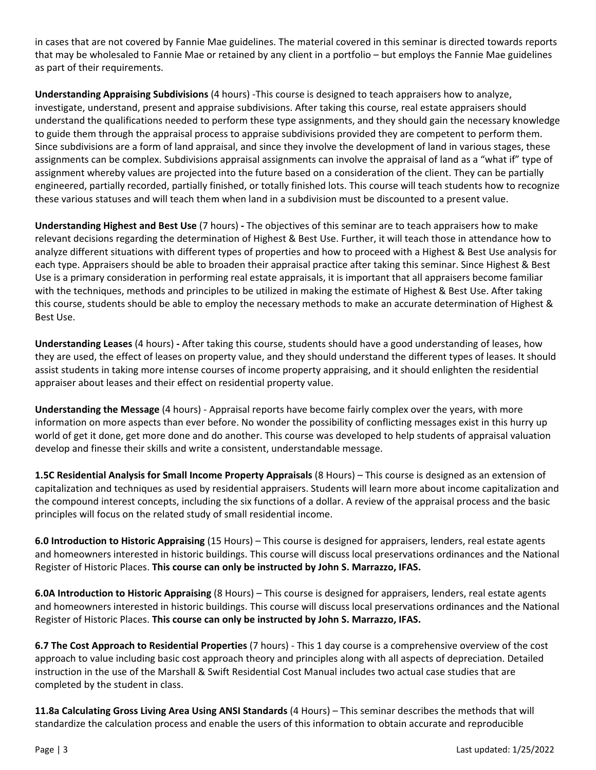in cases that are not covered by Fannie Mae guidelines. The material covered in this seminar is directed towards reports that may be wholesaled to Fannie Mae or retained by any client in a portfolio – but employs the Fannie Mae guidelines as part of their requirements.

**Understanding Appraising Subdivisions** (4 hours) -This course is designed to teach appraisers how to analyze, investigate, understand, present and appraise subdivisions. After taking this course, real estate appraisers should understand the qualifications needed to perform these type assignments, and they should gain the necessary knowledge to guide them through the appraisal process to appraise subdivisions provided they are competent to perform them. Since subdivisions are a form of land appraisal, and since they involve the development of land in various stages, these assignments can be complex. Subdivisions appraisal assignments can involve the appraisal of land as a "what if" type of assignment whereby values are projected into the future based on a consideration of the client. They can be partially engineered, partially recorded, partially finished, or totally finished lots. This course will teach students how to recognize these various statuses and will teach them when land in a subdivision must be discounted to a present value.

**Understanding Highest and Best Use** (7 hours) **-** The objectives of this seminar are to teach appraisers how to make relevant decisions regarding the determination of Highest & Best Use. Further, it will teach those in attendance how to analyze different situations with different types of properties and how to proceed with a Highest & Best Use analysis for each type. Appraisers should be able to broaden their appraisal practice after taking this seminar. Since Highest & Best Use is a primary consideration in performing real estate appraisals, it is important that all appraisers become familiar with the techniques, methods and principles to be utilized in making the estimate of Highest & Best Use. After taking this course, students should be able to employ the necessary methods to make an accurate determination of Highest & Best Use.

**Understanding Leases** (4 hours) **-** After taking this course, students should have a good understanding of leases, how they are used, the effect of leases on property value, and they should understand the different types of leases. It should assist students in taking more intense courses of income property appraising, and it should enlighten the residential appraiser about leases and their effect on residential property value.

**Understanding the Message** (4 hours) - Appraisal reports have become fairly complex over the years, with more information on more aspects than ever before. No wonder the possibility of conflicting messages exist in this hurry up world of get it done, get more done and do another. This course was developed to help students of appraisal valuation develop and finesse their skills and write a consistent, understandable message.

**1.5C Residential Analysis for Small Income Property Appraisals** (8 Hours) – This course is designed as an extension of capitalization and techniques as used by residential appraisers. Students will learn more about income capitalization and the compound interest concepts, including the six functions of a dollar. A review of the appraisal process and the basic principles will focus on the related study of small residential income.

**6.0 Introduction to Historic Appraising** (15 Hours) – This course is designed for appraisers, lenders, real estate agents and homeowners interested in historic buildings. This course will discuss local preservations ordinances and the National Register of Historic Places. **This course can only be instructed by John S. Marrazzo, IFAS.**

**6.0A Introduction to Historic Appraising** (8 Hours) – This course is designed for appraisers, lenders, real estate agents and homeowners interested in historic buildings. This course will discuss local preservations ordinances and the National Register of Historic Places. **This course can only be instructed by John S. Marrazzo, IFAS.**

**6.7 The Cost Approach to Residential Properties** (7 hours) - This 1 day course is a comprehensive overview of the cost approach to value including basic cost approach theory and principles along with all aspects of depreciation. Detailed instruction in the use of the Marshall & Swift Residential Cost Manual includes two actual case studies that are completed by the student in class.

**11.8a Calculating Gross Living Area Using ANSI Standards** (4 Hours) – This seminar describes the methods that will standardize the calculation process and enable the users of this information to obtain accurate and reproducible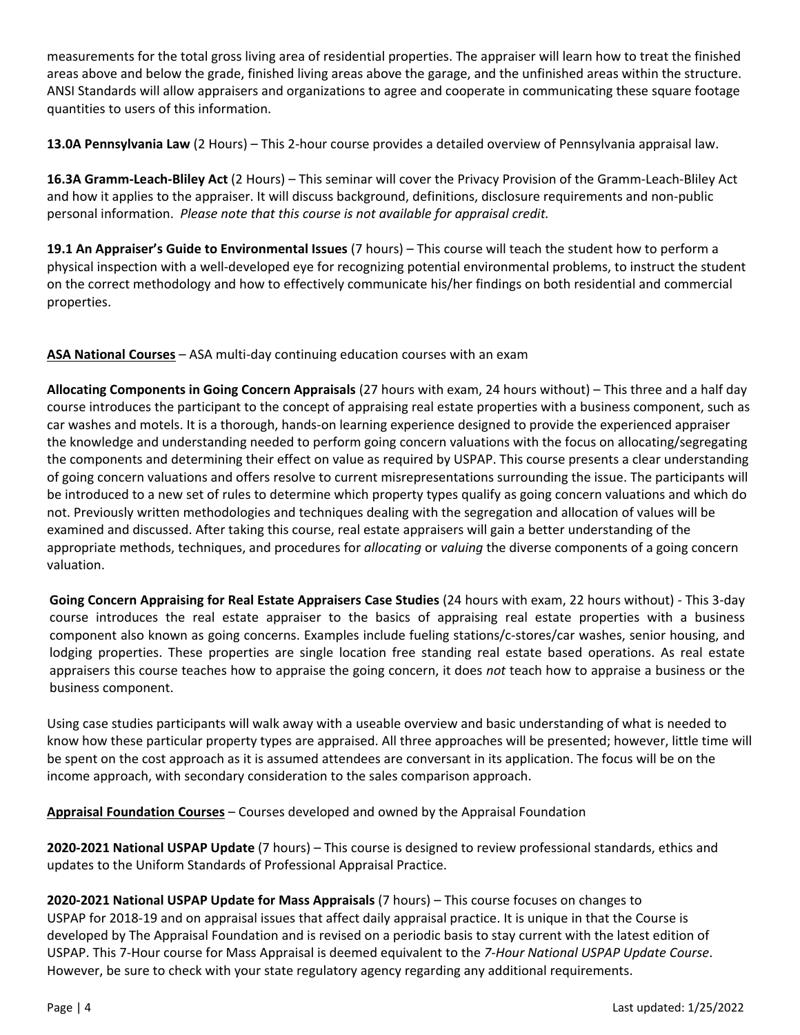measurements for the total gross living area of residential properties. The appraiser will learn how to treat the finished areas above and below the grade, finished living areas above the garage, and the unfinished areas within the structure. ANSI Standards will allow appraisers and organizations to agree and cooperate in communicating these square footage quantities to users of this information.

**13.0A Pennsylvania Law** (2 Hours) – This 2-hour course provides a detailed overview of Pennsylvania appraisal law.

**16.3A Gramm-Leach-Bliley Act** (2 Hours) – This seminar will cover the Privacy Provision of the Gramm-Leach-Bliley Act and how it applies to the appraiser. It will discuss background, definitions, disclosure requirements and non-public personal information. *Please note that this course is not available for appraisal credit.*

**19.1 An Appraiser's Guide to Environmental Issues** (7 hours) – This course will teach the student how to perform a physical inspection with a well-developed eye for recognizing potential environmental problems, to instruct the student on the correct methodology and how to effectively communicate his/her findings on both residential and commercial properties.

**ASA National Courses** – ASA multi-day continuing education courses with an exam

**Allocating Components in Going Concern Appraisals** (27 hours with exam, 24 hours without) – This three and a half day course introduces the participant to the concept of appraising real estate properties with a business component, such as car washes and motels. It is a thorough, hands-on learning experience designed to provide the experienced appraiser the knowledge and understanding needed to perform going concern valuations with the focus on allocating/segregating the components and determining their effect on value as required by USPAP. This course presents a clear understanding of going concern valuations and offers resolve to current misrepresentations surrounding the issue. The participants will be introduced to a new set of rules to determine which property types qualify as going concern valuations and which do not. Previously written methodologies and techniques dealing with the segregation and allocation of values will be examined and discussed. After taking this course, real estate appraisers will gain a better understanding of the appropriate methods, techniques, and procedures for *allocating* or *valuing* the diverse components of a going concern valuation.

**Going Concern Appraising for Real Estate Appraisers Case Studies** (24 hours with exam, 22 hours without) - This 3-day course introduces the real estate appraiser to the basics of appraising real estate properties with a business component also known as going concerns. Examples include fueling stations/c-stores/car washes, senior housing, and lodging properties. These properties are single location free standing real estate based operations. As real estate appraisers this course teaches how to appraise the going concern, it does *not* teach how to appraise a business or the business component.

Using case studies participants will walk away with a useable overview and basic understanding of what is needed to know how these particular property types are appraised. All three approaches will be presented; however, little time will be spent on the cost approach as it is assumed attendees are conversant in its application. The focus will be on the income approach, with secondary consideration to the sales comparison approach.

**Appraisal Foundation Courses** – Courses developed and owned by the Appraisal Foundation

**2020-2021 National USPAP Update** (7 hours) – This course is designed to review professional standards, ethics and updates to the Uniform Standards of Professional Appraisal Practice.

**2020-2021 National USPAP Update for Mass Appraisals** (7 hours) – This course focuses on changes to USPAP for 2018-19 and on appraisal issues that affect daily appraisal practice. It is unique in that the Course is developed by The Appraisal Foundation and is revised on a periodic basis to stay current with the latest edition of USPAP. This 7-Hour course for Mass Appraisal is deemed equivalent to the *7-Hour National USPAP Update Course*. However, be sure to check with your state regulatory agency regarding any additional requirements.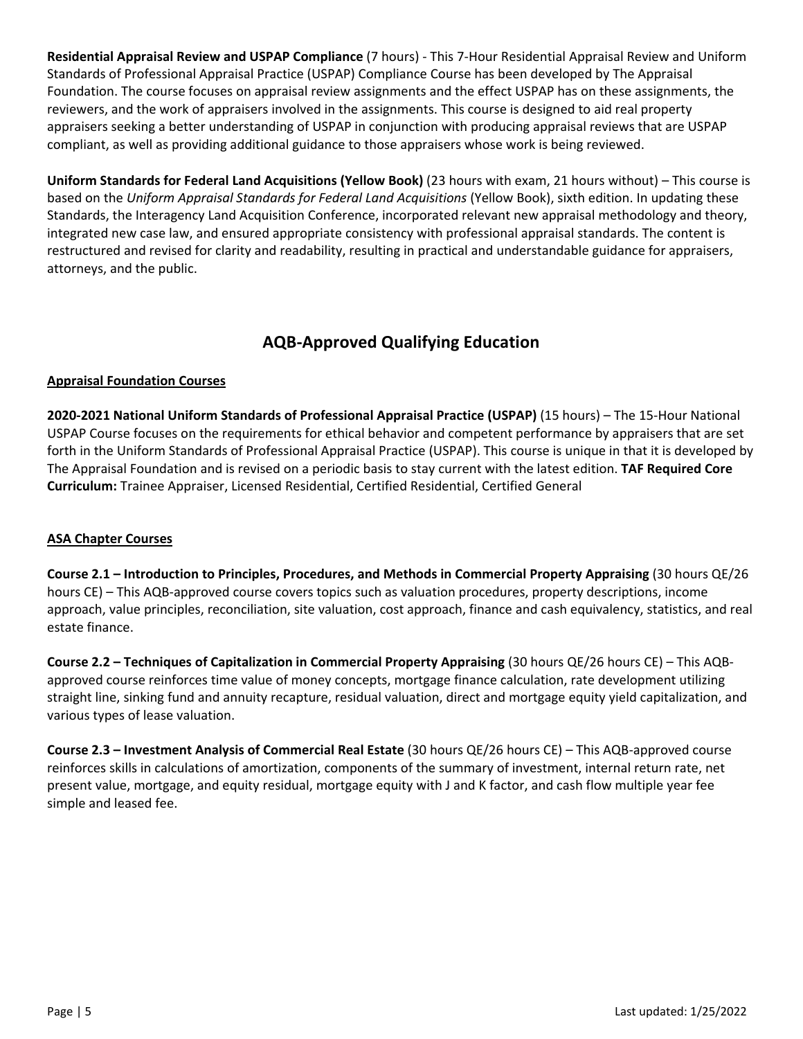**Residential Appraisal Review and USPAP Compliance** (7 hours) - This 7-Hour Residential Appraisal Review and Uniform Standards of Professional Appraisal Practice (USPAP) Compliance Course has been developed by The Appraisal Foundation. The course focuses on appraisal review assignments and the effect USPAP has on these assignments, the reviewers, and the work of appraisers involved in the assignments. This course is designed to aid real property appraisers seeking a better understanding of USPAP in conjunction with producing appraisal reviews that are USPAP compliant, as well as providing additional guidance to those appraisers whose work is being reviewed.

**Uniform Standards for Federal Land Acquisitions (Yellow Book)** (23 hours with exam, 21 hours without) – This course is based on the *Uniform Appraisal Standards for Federal Land Acquisitions* (Yellow Book), sixth edition. In updating these Standards, the Interagency Land Acquisition Conference, incorporated relevant new appraisal methodology and theory, integrated new case law, and ensured appropriate consistency with professional appraisal standards. The content is restructured and revised for clarity and readability, resulting in practical and understandable guidance for appraisers, attorneys, and the public.

## AQB-Approved Qualifying Education

### Appraisal Foundation Courses

**2020-2021 National Uniform Standards of Professional Appraisal Practice (USPAP)** (15 hours) – The 15-Hour National USPAP Course focuses on the requirements for ethical behavior and competent performance by appraisers that are set forth in the Uniform Standards of Professional Appraisal Practice (USPAP). This course is unique in that it is developed by The Appraisal Foundation and is revised on a periodic basis to stay current with the latest edition. **TAF Required Core Curriculum:** Trainee Appraiser, Licensed Residential, Certified Residential, Certified General

### ASA Chapter Courses

**Course 2.1 – Introduction to Principles, Procedures, and Methods in Commercial Property Appraising** (30 hours QE/26 hours CE) – This AQB-approved course covers topics such as valuation procedures, property descriptions, income approach, value principles, reconciliation, site valuation, cost approach, finance and cash equivalency, statistics, and real estate finance.

**Course 2.2 – Techniques of Capitalization in Commercial Property Appraising** (30 hours QE/26 hours CE) – This AQB-approved course reinforces time value of money concepts, mortgage finance calculation, rate development utilizing straight line, sinking fund and annuity recapture, residual valuation, direct and mortgage equity yield capitalization, and various types of lease valuation.

**Course 2.3 – Investment Analysis of Commercial Real Estate** (30 hours QE/26 hours CE) – This AQB-approved course reinforces skills in calculations of amortization, components of the summary of investment, internal return rate, net present value, mortgage, and equity residual, mortgage equity with J and K factor, and cash flow multiple year fee simple and leased fee.